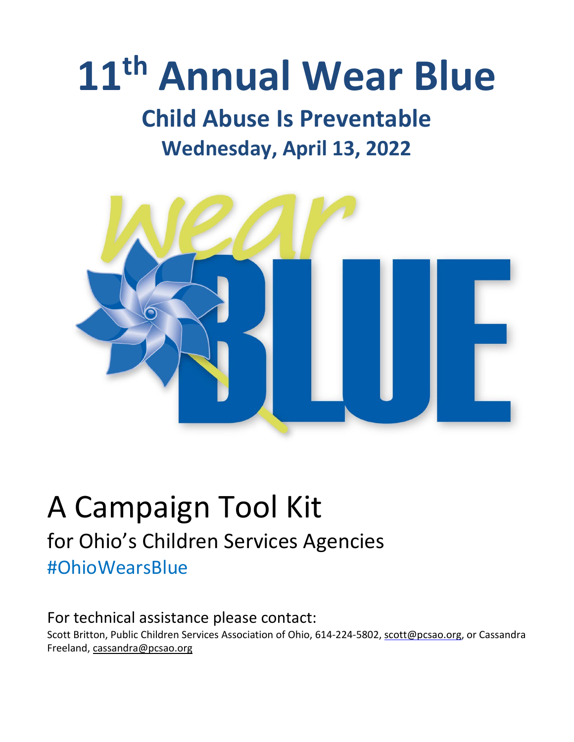# 11th Annual Wear Blue

## Child Abuse Is Preventable

## Wednesday, April 13, 2022

# A Campaign Tool Kit

## for Ohio's Children Services Agencies

#OhioWearsBlue

For technical assistance please contact:

Scott Britton, Public Children Services Association of Ohio, 614-224-5802, scott@pcsao.org, or Cassandra Freeland, cassandra@pcsao.org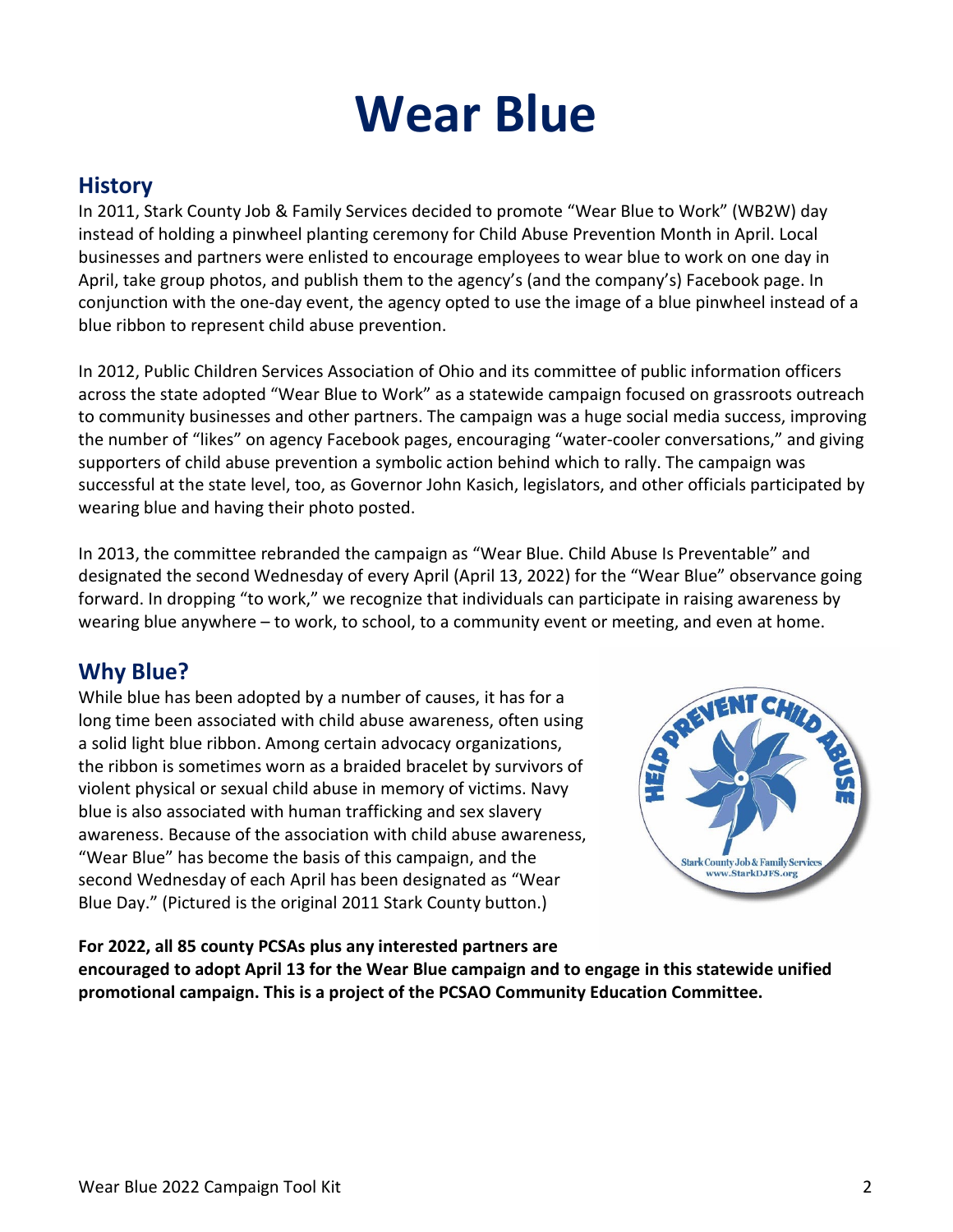# Wear Blue

## History

In 2011, Stark County Job & Family Services decided to promote "Wear Blue to Work" (WB2W) day instead of holding a pinwheel planting ceremony for Child Abuse Prevention Month in April. Local businesses and partners were enlisted to encourage employees to wear blue to work on one day in April, take group photos, and publish them to the agency's (and the company's) Facebook page. In conjunction with the one-day event, the agency opted to use the image of a blue pinwheel instead of a blue ribbon to represent child abuse prevention.

In 2012, Public Children Services Association of Ohio and its committee of public information officers across the state adopted "Wear Blue to Work" as a statewide campaign focused on grassroots outreach to community businesses and other partners. The campaign was a huge social media success, improving the number of "likes" on agency Facebook pages, encouraging "water-cooler conversations," and giving supporters of child abuse prevention a symbolic action behind which to rally. The campaign was successful at the state level, too, as Governor John Kasich, legislators, and other officials participated by wearing blue and having their photo posted.

In 2013, the committee rebranded the campaign as "Wear Blue. Child Abuse Is Preventable" and designated the second Wednesday of every April (April 13, 2022) for the "Wear Blue" observance going forward. In dropping "to work," we recognize that individuals can participate in raising awareness by wearing blue anywhere – to work, to school, to a community event or meeting, and even at home.

## Why Blue?

While blue has been adopted by a number of causes, it has for a long time been associated with child abuse awareness, often using a solid light blue ribbon. Among certain advocacy organizations, the ribbon is sometimes worn as a braided bracelet by survivors of violent physical or sexual child abuse in memory of victims. Navy blue is also associated with human trafficking and sex slavery awareness. Because of the association with child abuse awareness, "Wear Blue" has become the basis of this campaign, and the second Wednesday of each April has been designated as "Wear Blue Day." (Pictured is the original 2011 Stark County button.)

**For 2022, all 85 county PCSAs plus any interested partners are encouraged to adopt April 13 for the Wear Blue campaign and to engage in this statewide unified promotional campaign. This is a project of the PCSAO Community Education Committee.**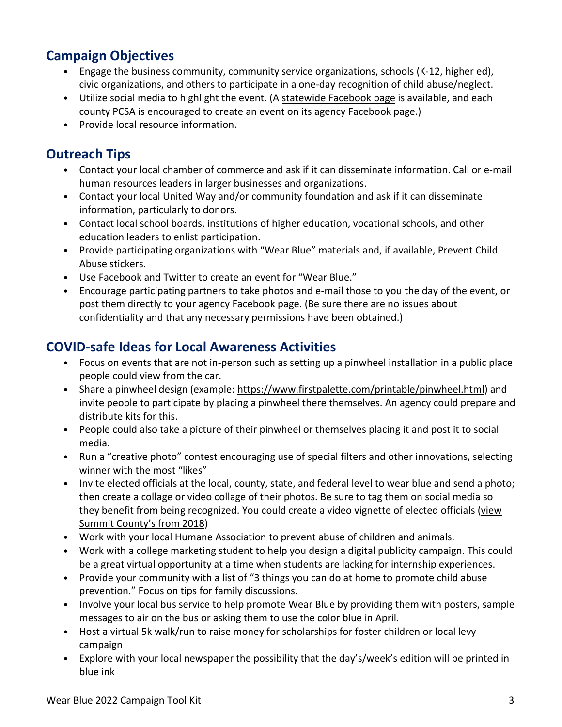## Campaign Objectives

- Engage the business community, community service organizations, schools (K-12, higher ed), civic organizations, and others to participate in a one-day recognition of child abuse/neglect.
- Utilize social media to highlight the event. (A statewide Facebook page is available, and each county PCSA is encouraged to create an event on its agency Facebook page.)
- Provide local resource information.

## Outreach Tips

- Contact your local chamber of commerce and ask if it can disseminate information. Call or e-mail human resources leaders in larger businesses and organizations.
- Contact your local United Way and/or community foundation and ask if it can disseminate information, particularly to donors.
- Contact local school boards, institutions of higher education, vocational schools, and other education leaders to enlist participation.
- Provide participating organizations with "Wear Blue" materials and, if available, Prevent Child Abuse stickers.
- Use Facebook and Twitter to create an event for "Wear Blue."
- Encourage participating partners to take photos and e-mail those to you the day of the event, or post them directly to your agency Facebook page. (Be sure there are no issues about confidentiality and that any necessary permissions have been obtained.)

## COVID-safe Ideas for Local Awareness Activities

- Focus on events that are not in-person such as setting up a pinwheel installation in a public place people could view from the car.
- Share a pinwheel design (example: https://www.firstpalette.com/printable/pinwheel.html) and invite people to participate by placing a pinwheel there themselves. An agency could prepare and distribute kits for this.
- People could also take a picture of their pinwheel or themselves placing it and post it to social media.
- Run a "creative photo" contest encouraging use of special filters and other innovations, selecting winner with the most "likes"
- Invite elected officials at the local, county, state, and federal level to wear blue and send a photo; then create a collage or video collage of their photos. Be sure to tag them on social media so they benefit from being recognized. You could create a video vignette of elected officials (view Summit County's from 2018)
- Work with your local Humane Association to prevent abuse of children and animals.
- Work with a college marketing student to help you design a digital publicity campaign. This could be a great virtual opportunity at a time when students are lacking for internship experiences.
- Provide your community with a list of "3 things you can do at home to promote child abuse prevention." Focus on tips for family discussions.
- Involve your local bus service to help promote Wear Blue by providing them with posters, sample messages to air on the bus or asking them to use the color blue in April.
- Host a virtual 5k walk/run to raise money for scholarships for foster children or local levy campaign
- Explore with your local newspaper the possibility that the day's/week's edition will be printed in blue ink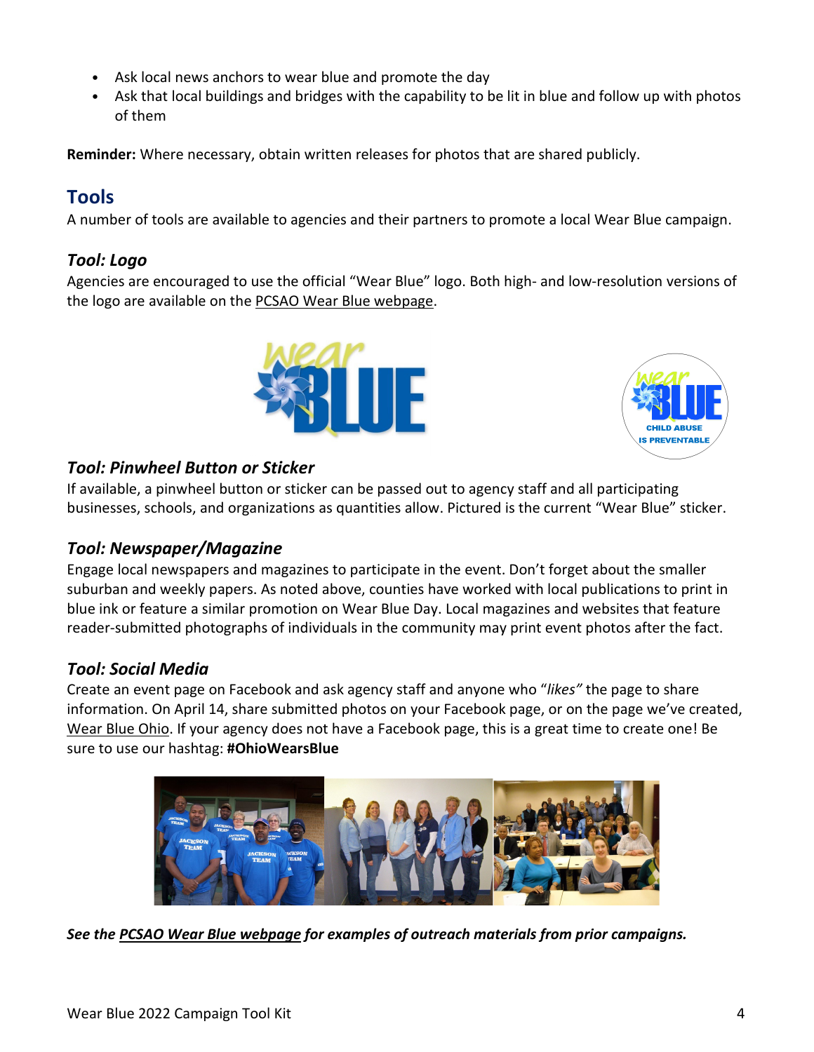- Ask local news anchors to wear blue and promote the day
- Ask that local buildings and bridges with the capability to be lit in blue and follow up with photos of them

**Reminder:** Where necessary, obtain written releases for photos that are shared publicly.

## Tools

A number of tools are available to agencies and their partners to promote a local Wear Blue campaign.

### *Tool: Logo*

Agencies are encouraged to use the official "Wear Blue" logo. Both high- and low-resolution versions of the logo are available on the PCSAO Wear Blue webpage.

### *Tool: Pinwheel Button or Sticker*

If available, a pinwheel button or sticker can be passed out to agency staff and all participating businesses, schools, and organizations as quantities allow. Pictured is the current "Wear Blue" sticker.

### *Tool: Newspaper/Magazine*

Engage local newspapers and magazines to participate in the event. Don't forget about the smaller suburban and weekly papers. As noted above, counties have worked with local publications to print in blue ink or feature a similar promotion on Wear Blue Day. Local magazines and websites that feature reader-submitted photographs of individuals in the community may print event photos after the fact.

### *Tool: Social Media*

Create an event page on Facebook and ask agency staff and anyone who "*likes"* the page to share information. On April 14, share submitted photos on your Facebook page, or on the page we've created, Wear Blue Ohio. If your agency does not have a Facebook page, this is a great time to create one! Be sure to use our hashtag: **#OhioWearsBlue**

***See the PCSAO Wear Blue webpage for examples of outreach materials from prior campaigns.***